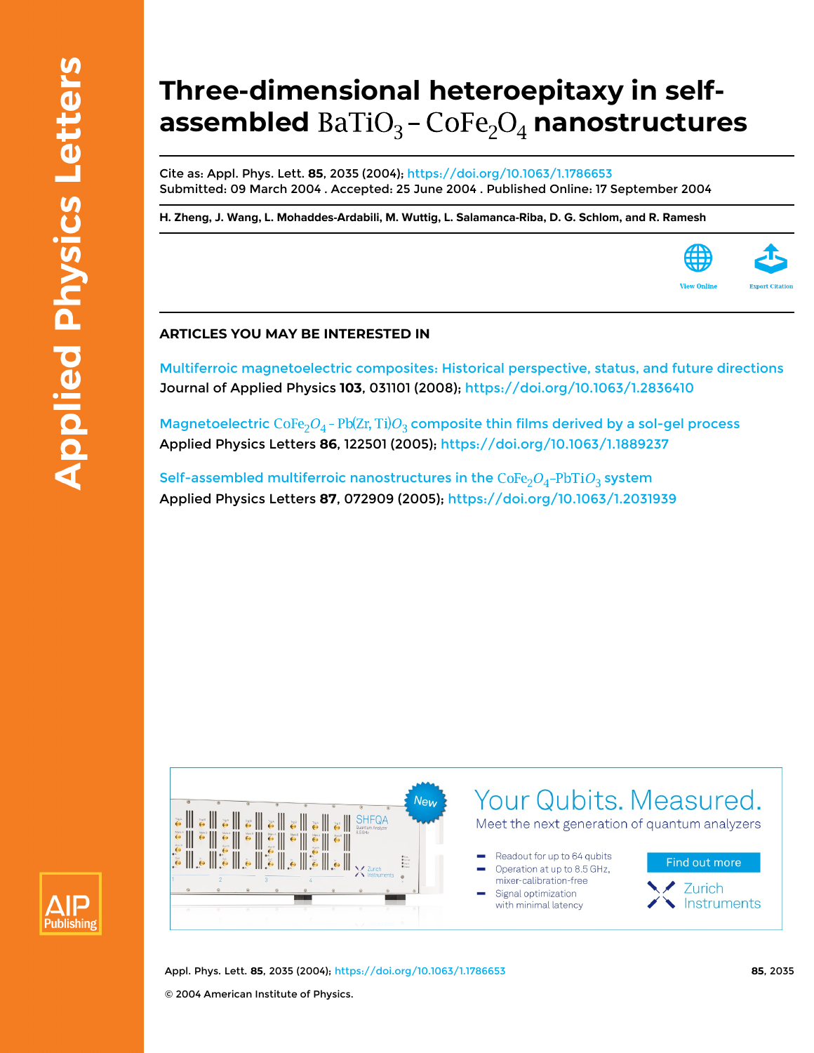# Three-dimensional heteroepitaxy in self-assembled $BaTiO_3-CoFe_2O_4$ nanostructures

Cite as: Appl. Phys. Lett. **85**, 2035 (2004); https://doi.org/10.1063/1.1786653
Submitted: 09 March 2004 . Accepted: 25 June 2004 . Published Online: 17 September 2004

**H. Zheng, J. Wang, L. Mohaddes-Ardabili, M. Wuttig, L. Salamanca-Riba, D. G. Schlom, and R. Ramesh**

View Online

Export Citation

## ARTICLES YOU MAY BE INTERESTED IN

Multiferroic magnetoelectric composites: Historical perspective, status, and future directions
Journal of Applied Physics **103**, 031101 (2008); https://doi.org/10.1063/1.2836410

Magnetoelectric $CoFe_2O_4-Pb(Zr,Ti)O_3$ composite thin films derived by a sol-gel process
Applied Physics Letters **86**, 122501 (2005); https://doi.org/10.1063/1.1889237

Self-assembled multiferroic nanostructures in the $CoFe_2O_4-PbTiO_3$ system
Applied Physics Letters **87**, 072909 (2005); https://doi.org/10.1063/1.2031939

© 2004 American Institute of Physics.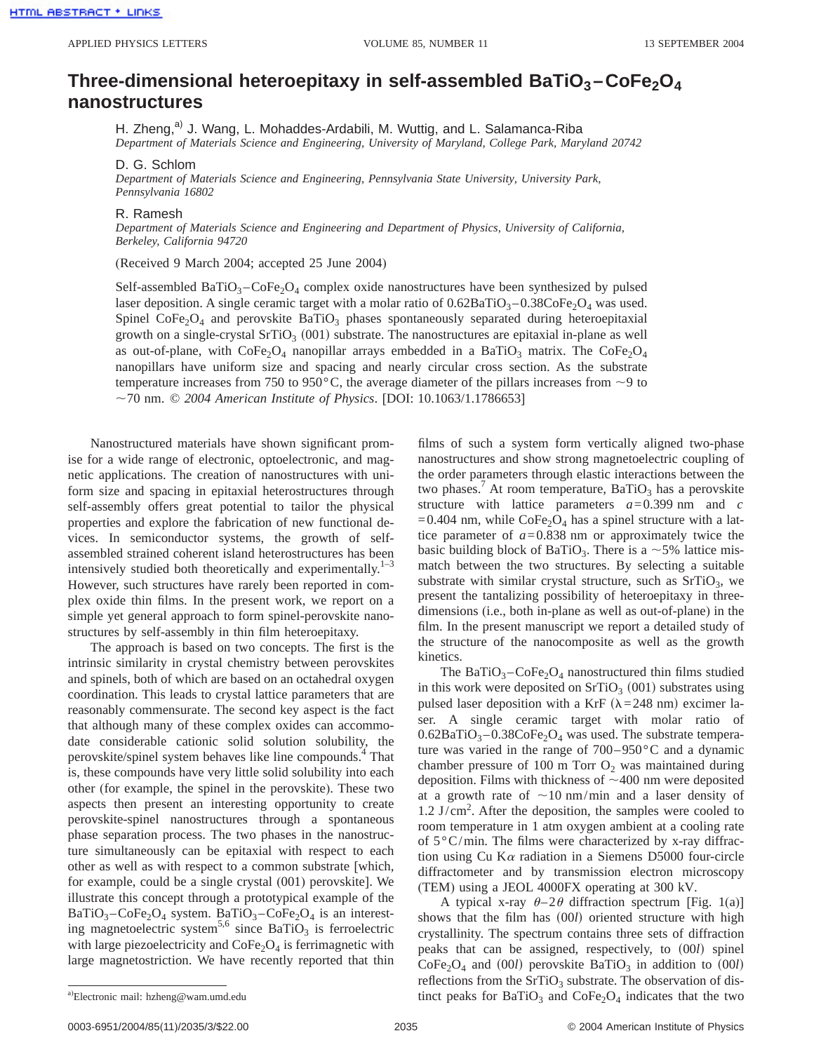# Three-dimensional heteroepitaxy in self-assembled $BaTiO_3$–$CoFe_2O_4$ nanostructures

H. Zheng,[a] J. Wang, L. Mohaddes-Ardabili, M. Wuttig, and L. Salamanca-Riba
*Department of Materials Science and Engineering, University of Maryland, College Park, Maryland 20742*

D. G. Schlom
*Department of Materials Science and Engineering, Pennsylvania State University, University Park, Pennsylvania 16802*

R. Ramesh
*Department of Materials Science and Engineering and Department of Physics, University of California, Berkeley, California 94720*

(Received 9 March 2004; accepted 25 June 2004)

Self-assembled $BaTiO_3$–$CoFe_2O_4$ complex oxide nanostructures have been synthesized by pulsed laser deposition. A single ceramic target with a molar ratio of $0.62BaTiO_3$–$0.38CoFe_2O_4$ was used. Spinel $CoFe_2O_4$ and perovskite $BaTiO_3$ phases spontaneously separated during heteroepitaxial growth on a single-crystal $SrTiO_3$ (001) substrate. The nanostructures are epitaxial in-plane as well as out-of-plane, with $CoFe_2O_4$ nanopillar arrays embedded in a $BaTiO_3$ matrix. The $CoFe_2O_4$ nanopillars have uniform size and spacing and nearly circular cross section. As the substrate temperature increases from 750 to 950 °C, the average diameter of the pillars increases from ~9 to ~70 nm. © *2004 American Institute of Physics*. [DOI: 10.1063/1.1786653]

Nanostructured materials have shown significant promise for a wide range of electronic, optoelectronic, and magnetic applications. The creation of nanostructures with uniform size and spacing in epitaxial heterostructures through self-assembly offers great potential to tailor the physical properties and explore the fabrication of new functional devices. In semiconductor systems, the growth of self-assembled strained coherent island heterostructures has been intensively studied both theoretically and experimentally.[1–3] However, such structures have rarely been reported in complex oxide thin films. In the present work, we report on a simple yet general approach to form spinel-perovskite nanostructures by self-assembly in thin film heteroepitaxy.

The approach is based on two concepts. The first is the intrinsic similarity in crystal chemistry between perovskites and spinels, both of which are based on an octahedral oxygen coordination. This leads to crystal lattice parameters that are reasonably commensurate. The second key aspect is the fact that although many of these complex oxides can accommodate considerable cationic solid solution solubility, the perovskite/spinel system behaves like line compounds.[4] That is, these compounds have very little solid solubility into each other (for example, the spinel in the perovskite). These two aspects then present an interesting opportunity to create perovskite-spinel nanostructures through a spontaneous phase separation process. The two phases in the nanostructure simultaneously can be epitaxial with respect to each other as well as with respect to a common substrate [which, for example, could be a single crystal (001) perovskite]. We illustrate this concept through a prototypical example of the $BaTiO_3$–$CoFe_2O_4$ system. $BaTiO_3$–$CoFe_2O_4$ is an interesting magnetoelectric system[5,6] since $BaTiO_3$ is ferroelectric with large piezoelectricity and $CoFe_2O_4$ is ferrimagnetic with large magnetostriction. We have recently reported that thin films of such a system form vertically aligned two-phase nanostructures and show strong magnetoelectric coupling of the order parameters through elastic interactions between the two phases.[7] At room temperature, $BaTiO_3$ has a perovskite structure with lattice parameters $a=0.399$ nm and $c=0.404$ nm, while $CoFe_2O_4$ has a spinel structure with a lattice parameter of $a=0.838$ nm or approximately twice the basic building block of $BaTiO_3$. There is a ~5% lattice mismatch between the two structures. By selecting a suitable substrate with similar crystal structure, such as $SrTiO_3$, we present the tantalizing possibility of heteroepitaxy in three-dimensions (i.e., both in-plane as well as out-of-plane) in the film. In the present manuscript we report a detailed study of the structure of the nanocomposite as well as the growth kinetics.

The $BaTiO_3$–$CoFe_2O_4$ nanostructured thin films studied in this work were deposited on $SrTiO_3$ (001) substrates using pulsed laser deposition with a KrF ($\lambda=248$ nm) excimer laser. A single ceramic target with molar ratio of $0.62BaTiO_3$–$0.38CoFe_2O_4$ was used. The substrate temperature was varied in the range of 700–950 °C and a dynamic chamber pressure of 100 m Torr $O_2$ was maintained during deposition. Films with thickness of ~400 nm were deposited at a growth rate of ~10 nm/min and a laser density of 1.2 J/cm$^2$. After the deposition, the samples were cooled to room temperature in 1 atm oxygen ambient at a cooling rate of 5 °C/min. The films were characterized by x-ray diffraction using Cu K$\alpha$ radiation in a Siemens D5000 four-circle diffractometer and by transmission electron microscopy (TEM) using a JEOL 4000FX operating at 300 kV.

A typical x-ray $\theta$–$2\theta$ diffraction spectrum [Fig. 1(a)] shows that the film has $(00l)$ oriented structure with high crystallinity. The spectrum contains three sets of diffraction peaks that can be assigned, respectively, to $(00l)$ spinel $CoFe_2O_4$ and $(00l)$ perovskite $BaTiO_3$ in addition to $(00l)$ reflections from the $SrTiO_3$ substrate. The observation of distinct peaks for $BaTiO_3$ and $CoFe_2O_4$ indicates that the two

[a]Electronic mail: hzheng@wam.umd.edu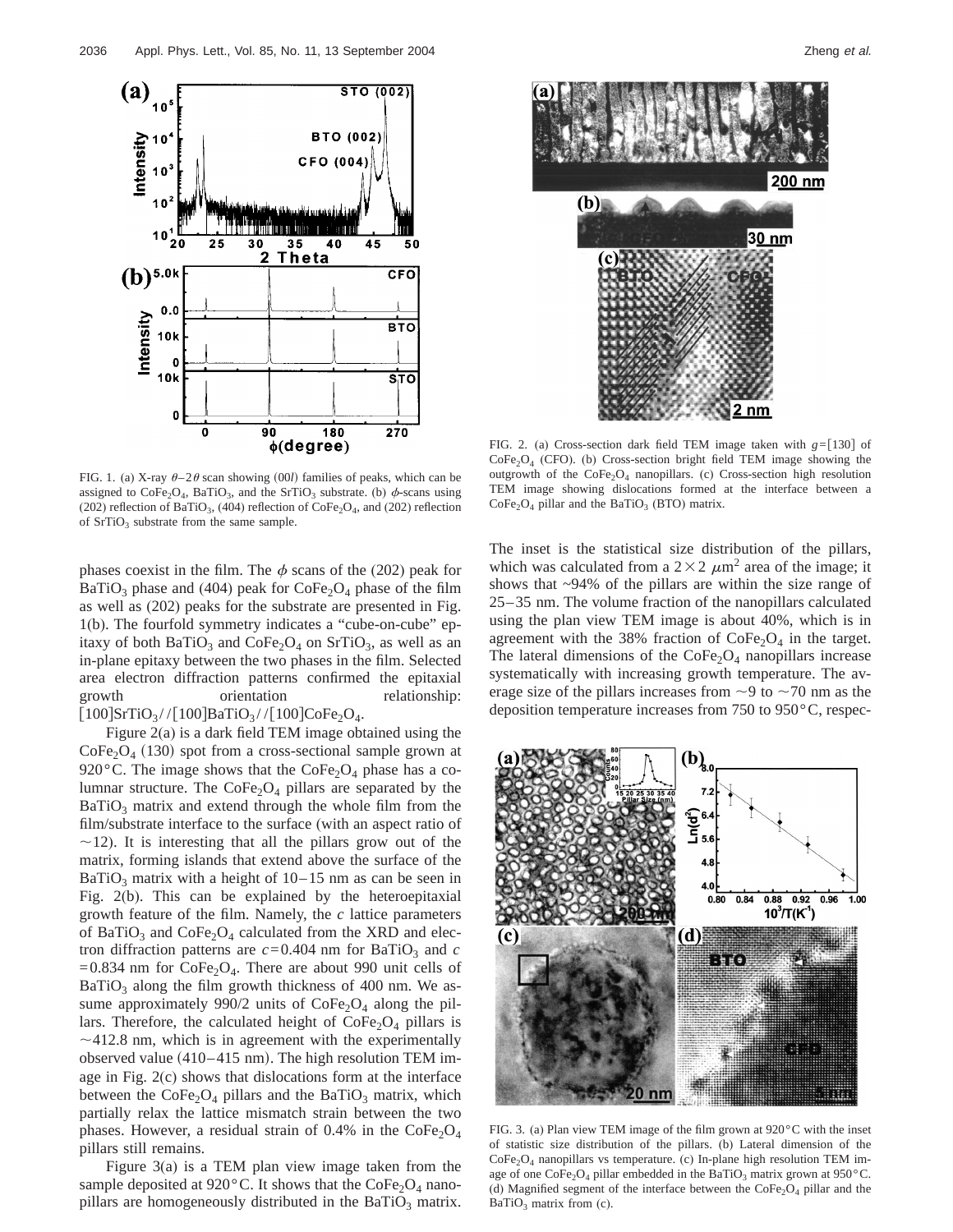FIG. 1. (a) X-ray $\theta$–$2\theta$ scan showing (00*l*) families of peaks, which can be assigned to $CoFe_2O_4$, $BaTiO_3$, and the $SrTiO_3$ substrate. (b) $\phi$-scans using (202) reflection of $BaTiO_3$, (404) reflection of $CoFe_2O_4$, and (202) reflection of $SrTiO_3$ substrate from the same sample.

FIG. 2. (a) Cross-section dark field TEM image taken with $g=[130]$ of $CoFe_2O_4$ (CFO). (b) Cross-section bright field TEM image showing the outgrowth of the $CoFe_2O_4$ nanopillars. (c) Cross-section high resolution TEM image showing dislocations formed at the interface between a $CoFe_2O_4$ pillar and the $BaTiO_3$ (BTO) matrix.

phases coexist in the film. The $\phi$ scans of the (202) peak for $BaTiO_3$ phase and (404) peak for $CoFe_2O_4$ phase of the film as well as (202) peaks for the substrate are presented in Fig. 1(b). The fourfold symmetry indicates a "cube-on-cube" epitaxy of both $BaTiO_3$ and $CoFe_2O_4$ on $SrTiO_3$, as well as an in-plane epitaxy between the two phases in the film. Selected area electron diffraction patterns confirmed the epitaxial growth orientation relationship: $[100]SrTiO_3//[100]BaTiO_3//[100]CoFe_2O_4$.

Figure 2(a) is a dark field TEM image obtained using the $CoFe_2O_4$ (130) spot from a cross-sectional sample grown at 920 °C. The image shows that the $CoFe_2O_4$ phase has a columnar structure. The $CoFe_2O_4$ pillars are separated by the $BaTiO_3$ matrix and extend through the whole film from the film/substrate interface to the surface (with an aspect ratio of $\sim$12). It is interesting that all the pillars grow out of the matrix, forming islands that extend above the surface of the $BaTiO_3$ matrix with a height of 10–15 nm as can be seen in Fig. 2(b). This can be explained by the heteroepitaxial growth feature of the film. Namely, the *c* lattice parameters of $BaTiO_3$ and $CoFe_2O_4$ calculated from the XRD and electron diffraction patterns are $c=0.404$ nm for $BaTiO_3$ and $c=0.834$ nm for $CoFe_2O_4$. There are about 990 unit cells of $BaTiO_3$ along the film growth thickness of 400 nm. We assume approximately 990/2 units of $CoFe_2O_4$ along the pillars. Therefore, the calculated height of $CoFe_2O_4$ pillars is $\sim$412.8 nm, which is in agreement with the experimentally observed value (410–415 nm). The high resolution TEM image in Fig. 2(c) shows that dislocations form at the interface between the $CoFe_2O_4$ pillars and the $BaTiO_3$ matrix, which partially relax the lattice mismatch strain between the two phases. However, a residual strain of 0.4% in the $CoFe_2O_4$ pillars still remains.

Figure 3(a) is a TEM plan view image taken from the sample deposited at 920 °C. It shows that the $CoFe_2O_4$ nanopillars are homogeneously distributed in the $BaTiO_3$ matrix. The inset is the statistical size distribution of the pillars, which was calculated from a $2\times2$ $\mu m^2$ area of the image; it shows that ~94% of the pillars are within the size range of 25–35 nm. The volume fraction of the nanopillars calculated using the plan view TEM image is about 40%, which is in agreement with the 38% fraction of $CoFe_2O_4$ in the target. The lateral dimensions of the $CoFe_2O_4$ nanopillars increase systematically with increasing growth temperature. The average size of the pillars increases from $\sim$9 to $\sim$70 nm as the deposition temperature increases from 750 to 950 °C, respec-

FIG. 3. (a) Plan view TEM image of the film grown at 920 °C with the inset of statistic size distribution of the pillars. (b) Lateral dimension of the $CoFe_2O_4$ nanopillars vs temperature. (c) In-plane high resolution TEM image of one $CoFe_2O_4$ pillar embedded in the $BaTiO_3$ matrix grown at 950 °C. (d) Magnified segment of the interface between the $CoFe_2O_4$ pillar and the $BaTiO_3$ matrix from (c).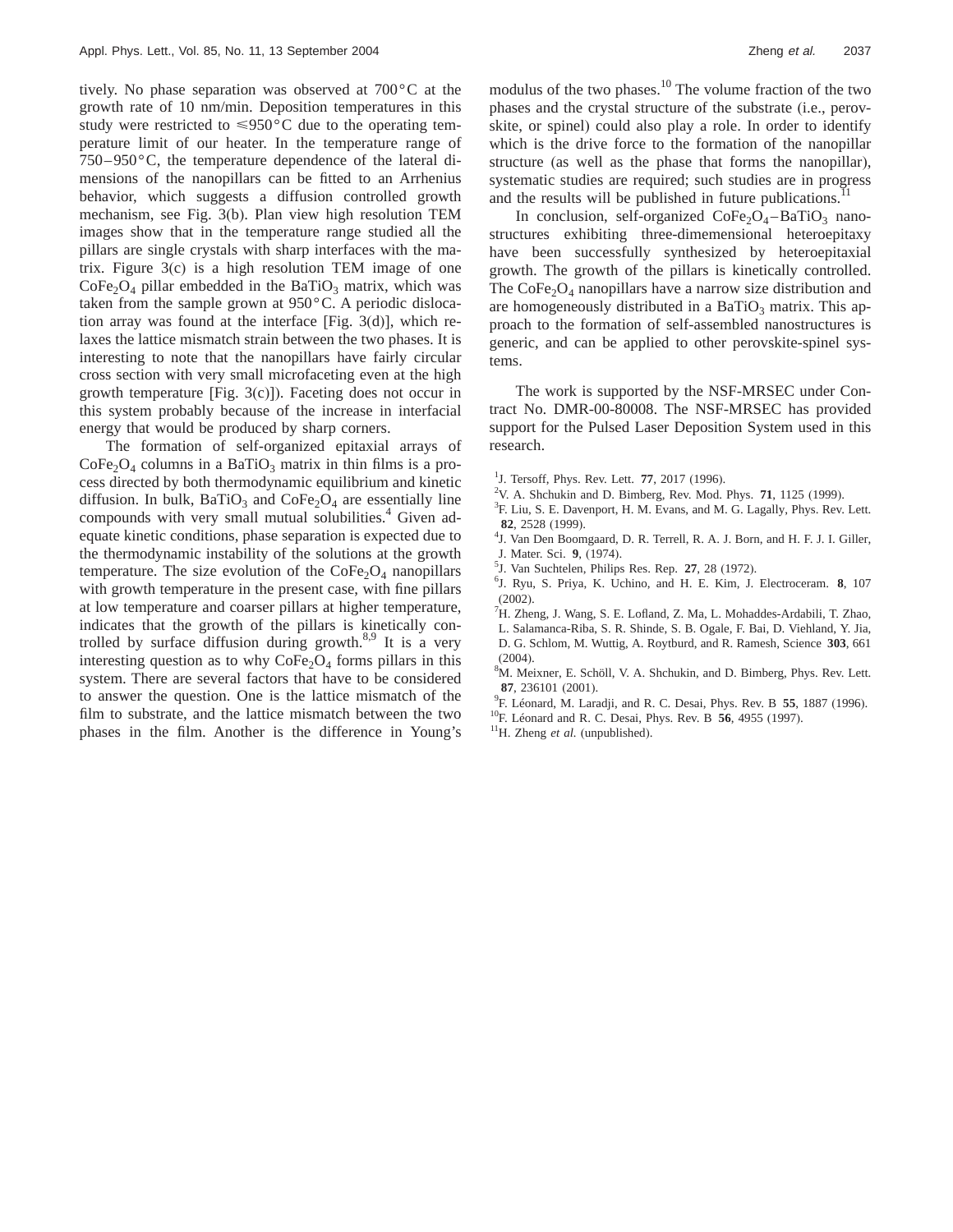tively. No phase separation was observed at 700 °C at the growth rate of 10 nm/min. Deposition temperatures in this study were restricted to ≤950 °C due to the operating temperature limit of our heater. In the temperature range of 750–950 °C, the temperature dependence of the lateral dimensions of the nanopillars can be fitted to an Arrhenius behavior, which suggests a diffusion controlled growth mechanism, see Fig. 3(b). Plan view high resolution TEM images show that in the temperature range studied all the pillars are single crystals with sharp interfaces with the matrix. Figure 3(c) is a high resolution TEM image of one $CoFe_2O_4$ pillar embedded in the $BaTiO_3$ matrix, which was taken from the sample grown at 950 °C. A periodic dislocation array was found at the interface [Fig. 3(d)], which relaxes the lattice mismatch strain between the two phases. It is interesting to note that the nanopillars have fairly circular cross section with very small microfaceting even at the high growth temperature [Fig. 3(c)]). Faceting does not occur in this system probably because of the increase in interfacial energy that would be produced by sharp corners.

The formation of self-organized epitaxial arrays of $CoFe_2O_4$ columns in a $BaTiO_3$ matrix in thin films is a process directed by both thermodynamic equilibrium and kinetic diffusion. In bulk, $BaTiO_3$ and $CoFe_2O_4$ are essentially line compounds with very small mutual solubilities.[4] Given adequate kinetic conditions, phase separation is expected due to the thermodynamic instability of the solutions at the growth temperature. The size evolution of the $CoFe_2O_4$ nanopillars with growth temperature in the present case, with fine pillars at low temperature and coarser pillars at higher temperature, indicates that the growth of the pillars is kinetically controlled by surface diffusion during growth.[8,9] It is a very interesting question as to why $CoFe_2O_4$ forms pillars in this system. There are several factors that have to be considered to answer the question. One is the lattice mismatch of the film to substrate, and the lattice mismatch between the two phases in the film. Another is the difference in Young's modulus of the two phases.[10] The volume fraction of the two phases and the crystal structure of the substrate (i.e., perovskite, or spinel) could also play a role. In order to identify which is the drive force to the formation of the nanopillar structure (as well as the phase that forms the nanopillar), systematic studies are required; such studies are in progress and the results will be published in future publications.[11]

In conclusion, self-organized $CoFe_2O_4$–$BaTiO_3$ nanostructures exhibiting three-dimemensional heteroepitaxy have been successfully synthesized by heteroepitaxial growth. The growth of the pillars is kinetically controlled. The $CoFe_2O_4$ nanopillars have a narrow size distribution and are homogeneously distributed in a $BaTiO_3$ matrix. This approach to the formation of self-assembled nanostructures is generic, and can be applied to other perovskite-spinel systems.

The work is supported by the NSF-MRSEC under Contract No. DMR-00-80008. The NSF-MRSEC has provided support for the Pulsed Laser Deposition System used in this research.

[1] J. Tersoff, Phys. Rev. Lett. **77**, 2017 (1996).
[2] V. A. Shchukin and D. Bimberg, Rev. Mod. Phys. **71**, 1125 (1999).
[3] F. Liu, S. E. Davenport, H. M. Evans, and M. G. Lagally, Phys. Rev. Lett. **82**, 2528 (1999).
[4] J. Van Den Boomgaard, D. R. Terrell, R. A. J. Born, and H. F. J. I. Giller, J. Mater. Sci. **9**, (1974).
[5] J. Van Suchtelen, Philips Res. Rep. **27**, 28 (1972).
[6] J. Ryu, S. Priya, K. Uchino, and H. E. Kim, J. Electroceram. **8**, 107 (2002).
[7] H. Zheng, J. Wang, S. E. Lofland, Z. Ma, L. Mohaddes-Ardabili, T. Zhao, L. Salamanca-Riba, S. R. Shinde, S. B. Ogale, F. Bai, D. Viehland, Y. Jia, D. G. Schlom, M. Wuttig, A. Roytburd, and R. Ramesh, Science **303**, 661 (2004).
[8] M. Meixner, E. Schöll, V. A. Shchukin, and D. Bimberg, Phys. Rev. Lett. **87**, 236101 (2001).
[9] F. Léonard, M. Laradji, and R. C. Desai, Phys. Rev. B **55**, 1887 (1996).
[10] F. Léonard and R. C. Desai, Phys. Rev. B **56**, 4955 (1997).
[11] H. Zheng *et al.* (unpublished).